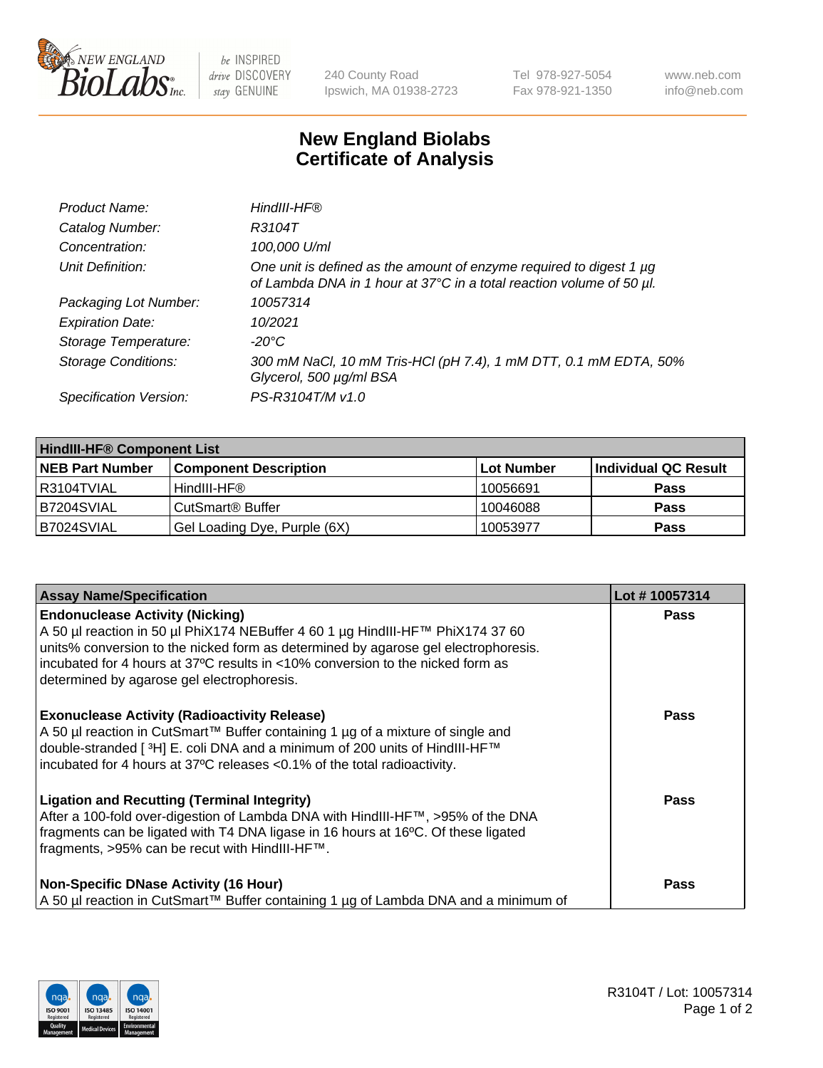240 County Road
Ipswich, MA 01938-2723

Tel 978-927-5054
Fax 978-921-1350

www.neb.com
info@neb.com

# New England Biolabs Certificate of Analysis

| | |
|---|---|
| *Product Name:* | *HindIII-HF®* |
| *Catalog Number:* | *R3104T* |
| *Concentration:* | *100,000 U/ml* |
| *Unit Definition:* | *One unit is defined as the amount of enzyme required to digest 1 µg of Lambda DNA in 1 hour at 37°C in a total reaction volume of 50 µl.* |
| *Packaging Lot Number:* | *10057314* |
| *Expiration Date:* | *10/2021* |
| *Storage Temperature:* | *-20°C* |
| *Storage Conditions:* | *300 mM NaCl, 10 mM Tris-HCl (pH 7.4), 1 mM DTT, 0.1 mM EDTA, 50% Glycerol, 500 µg/ml BSA* |
| *Specification Version:* | *PS-R3104T/M v1.0* |

| HindIII-HF® Component List | | | |
|---|---|---|---|
| **NEB Part Number** | **Component Description** | **Lot Number** | **Individual QC Result** |
| R3104TVIAL | HindIII-HF® | 10056691 | **Pass** |
| B7204SVIAL | CutSmart® Buffer | 10046088 | **Pass** |
| B7024SVIAL | Gel Loading Dye, Purple (6X) | 10053977 | **Pass** |

| Assay Name/Specification | Lot # 10057314 |
|---|---|
| **Endonuclease Activity (Nicking)**<br>A 50 µl reaction in 50 µl PhiX174 NEBuffer 4 60 1 µg HindIII-HF™ PhiX174 37 60 units% conversion to the nicked form as determined by agarose gel electrophoresis. incubated for 4 hours at 37ºC results in <10% conversion to the nicked form as determined by agarose gel electrophoresis. | **Pass** |
| **Exonuclease Activity (Radioactivity Release)**<br>A 50 µl reaction in CutSmart™ Buffer containing 1 µg of a mixture of single and double-stranded [ ³H] E. coli DNA and a minimum of 200 units of HindIII-HF™ incubated for 4 hours at 37ºC releases <0.1% of the total radioactivity. | **Pass** |
| **Ligation and Recutting (Terminal Integrity)**<br>After a 100-fold over-digestion of Lambda DNA with HindIII-HF™, >95% of the DNA fragments can be ligated with T4 DNA ligase in 16 hours at 16ºC. Of these ligated fragments, >95% can be recut with HindIII-HF™. | **Pass** |
| **Non-Specific DNase Activity (16 Hour)**<br>A 50 µl reaction in CutSmart™ Buffer containing 1 µg of Lambda DNA and a minimum of | **Pass** |

R3104T / Lot: 10057314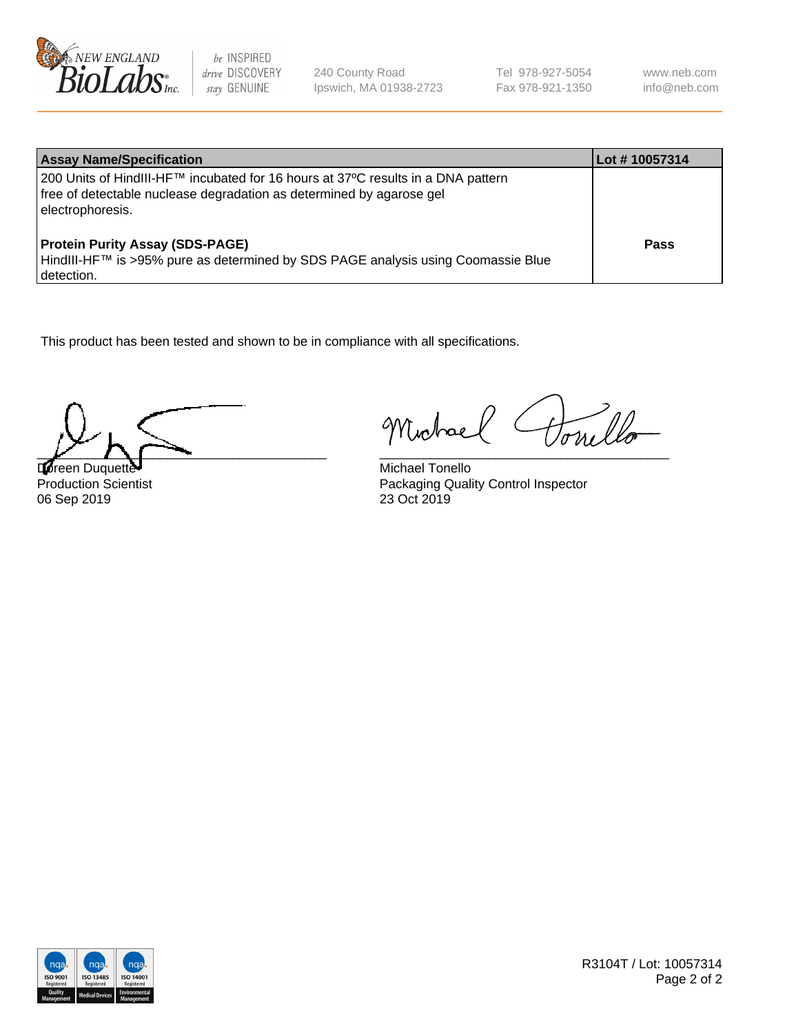| Assay Name/Specification | Lot # 10057314 |
|---|---|
| 200 Units of HindIII-HF™ incubated for 16 hours at 37ºC results in a DNA pattern free of detectable nuclease degradation as determined by agarose gel electrophoresis. | |
| **Protein Purity Assay (SDS-PAGE)**<br>HindIII-HF™ is >95% pure as determined by SDS PAGE analysis using Coomassie Blue detection. | **Pass** |

This product has been tested and shown to be in compliance with all specifications.

Doreen Duquette
Production Scientist
06 Sep 2019

Michael Tonello
Packaging Quality Control Inspector
23 Oct 2019

R3104T / Lot: 10057314